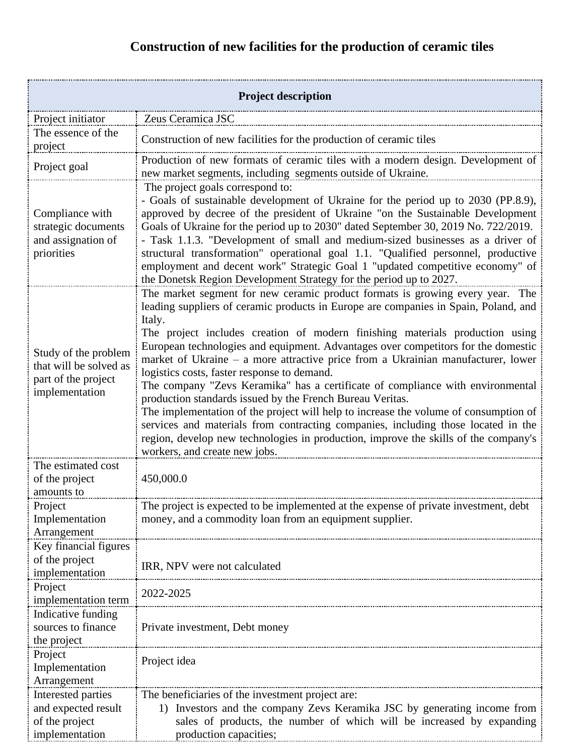# Construction of new facilities for the production of ceramic tiles

| Project description | |
|---|---|
| Project initiator | Zeus Ceramica JSC |
| The essence of the project | Construction of new facilities for the production of ceramic tiles |
| Project goal | Production of new formats of ceramic tiles with a modern design. Development of new market segments, including segments outside of Ukraine. |
| Compliance with strategic documents and assignation of priorities | The project goals correspond to:<br>- Goals of sustainable development of Ukraine for the period up to 2030 (PP.8.9), approved by decree of the president of Ukraine "on the Sustainable Development Goals of Ukraine for the period up to 2030" dated September 30, 2019 No. 722/2019.<br>- Task 1.1.3. "Development of small and medium-sized businesses as a driver of structural transformation" operational goal 1.1. "Qualified personnel, productive employment and decent work" Strategic Goal 1 "updated competitive economy" of the Donetsk Region Development Strategy for the period up to 2027. |
| Study of the problem that will be solved as part of the project implementation | The market segment for new ceramic product formats is growing every year. The leading suppliers of ceramic products in Europe are companies in Spain, Poland, and Italy.<br>The project includes creation of modern finishing materials production using European technologies and equipment. Advantages over competitors for the domestic market of Ukraine – a more attractive price from a Ukrainian manufacturer, lower logistics costs, faster response to demand.<br>The company "Zevs Keramika" has a certificate of compliance with environmental production standards issued by the French Bureau Veritas.<br>The implementation of the project will help to increase the volume of consumption of services and materials from contracting companies, including those located in the region, develop new technologies in production, improve the skills of the company's workers, and create new jobs. |
| The estimated cost of the project amounts to | 450,000.0 |
| Project Implementation Arrangement | The project is expected to be implemented at the expense of private investment, debt money, and a commodity loan from an equipment supplier. |
| Key financial figures of the project implementation | IRR, NPV were not calculated |
| Project implementation term | 2022-2025 |
| Indicative funding sources to finance the project | Private investment, Debt money |
| Project Implementation Arrangement | Project idea |
| Interested parties and expected result of the project implementation | The beneficiaries of the investment project are:<br>1) Investors and the company Zevs Keramika JSC by generating income from sales of products, the number of which will be increased by expanding production capacities; |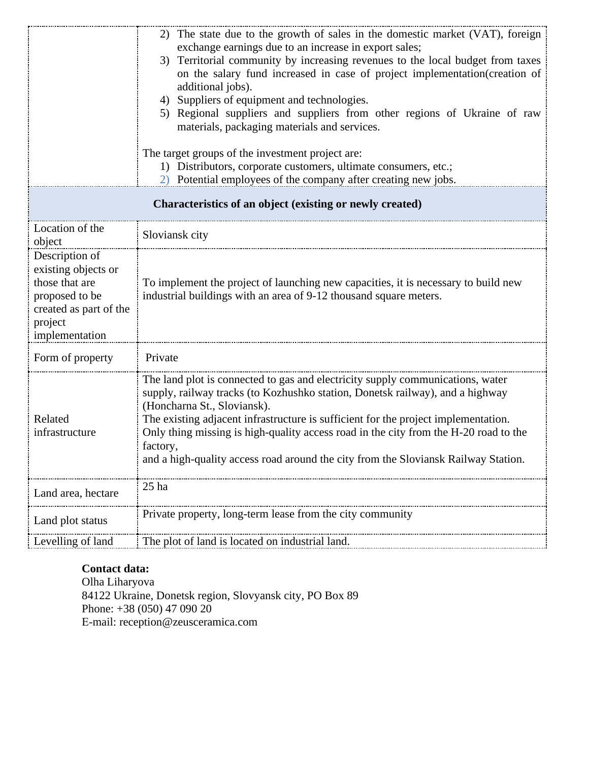| | |
|---|---|
| | 2) The state due to the growth of sales in the domestic market (VAT), foreign exchange earnings due to an increase in export sales;<br>3) Territorial community by increasing revenues to the local budget from taxes on the salary fund increased in case of project implementation(creation of additional jobs).<br>4) Suppliers of equipment and technologies.<br>5) Regional suppliers and suppliers from other regions of Ukraine of raw materials, packaging materials and services.<br><br>The target groups of the investment project are:<br>1) Distributors, corporate customers, ultimate consumers, etc.;<br>2) Potential employees of the company after creating new jobs. |
| **Characteristics of an object (existing or newly created)** | |
| Location of the object | Sloviansk city |
| Description of existing objects or those that are proposed to be created as part of the project implementation | To implement the project of launching new capacities, it is necessary to build new industrial buildings with an area of 9-12 thousand square meters. |
| Form of property | Private |
| Related infrastructure | The land plot is connected to gas and electricity supply communications, water supply, railway tracks (to Kozhushko station, Donetsk railway), and a highway (Honcharna St., Sloviansk).<br>The existing adjacent infrastructure is sufficient for the project implementation. Only thing missing is high-quality access road in the city from the H-20 road to the factory,<br>and a high-quality access road around the city from the Sloviansk Railway Station. |
| Land area, hectare | 25 ha |
| Land plot status | Private property, long-term lease from the city community |
| Levelling of land | The plot of land is located on industrial land. |

**Contact data:**
Olha Liharyova
84122 Ukraine, Donetsk region, Slovyansk city, PO Box 89
Phone: +38 (050) 47 090 20
E-mail: reception@zeusceramica.com